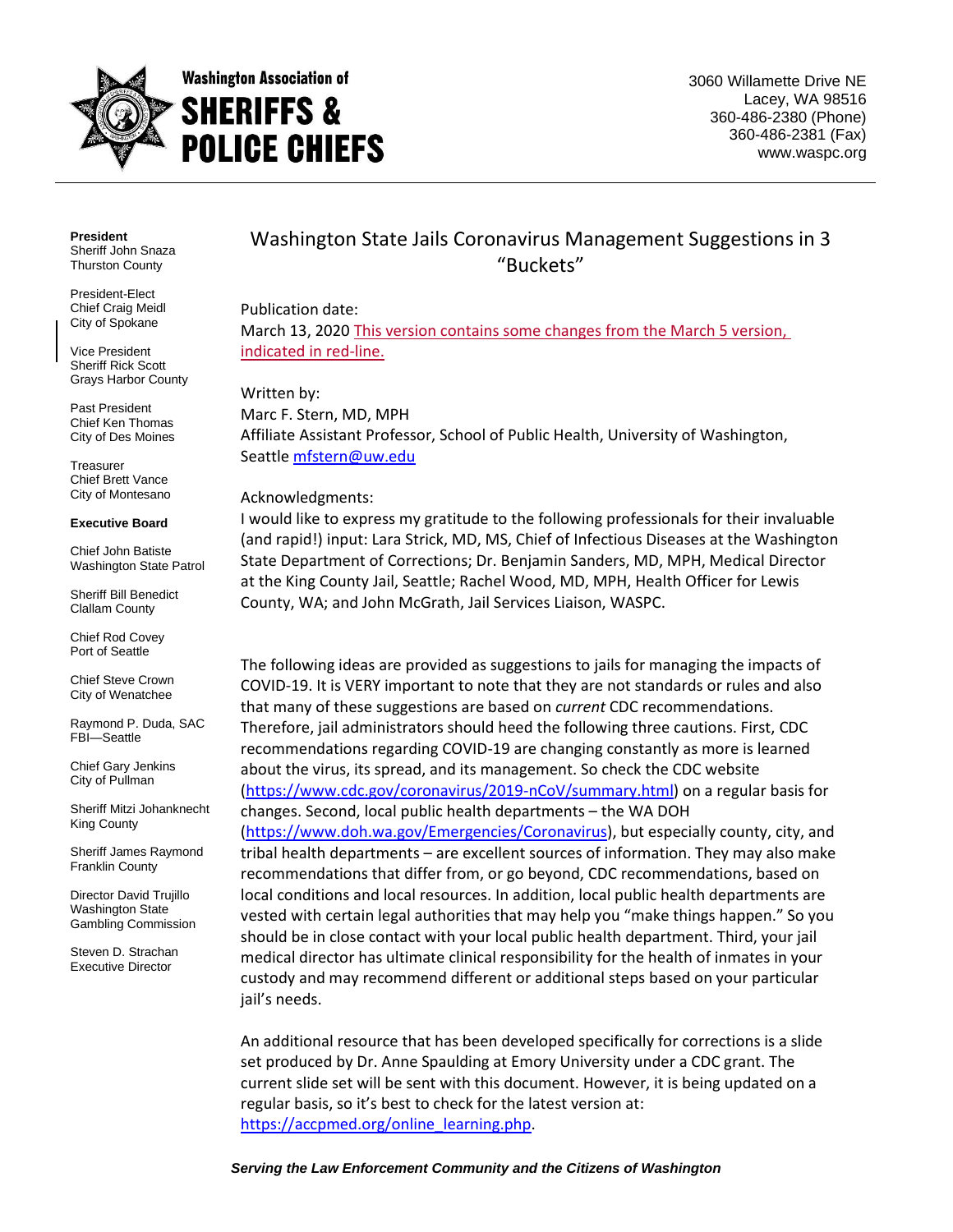# Washington Association of SHERIFFS & POLICE CHIEFS

3060 Willamette Drive NE
Lacey, WA 98516
360-486-2380 (Phone)
360-486-2381 (Fax)
www.waspc.org

**President**
Sheriff John Snaza
Thurston County

President-Elect
Chief Craig Meidl
City of Spokane

Vice President
Sheriff Rick Scott
Grays Harbor County

Past President
Chief Ken Thomas
City of Des Moines

Treasurer
Chief Brett Vance
City of Montesano

**Executive Board**

Chief John Batiste
Washington State Patrol

Sheriff Bill Benedict
Clallam County

Chief Rod Covey
Port of Seattle

Chief Steve Crown
City of Wenatchee

Raymond P. Duda, SAC
FBI—Seattle

Chief Gary Jenkins
City of Pullman

Sheriff Mitzi Johanknecht
King County

Sheriff James Raymond
Franklin County

Director David Trujillo
Washington State
Gambling Commission

Steven D. Strachan
Executive Director

## Washington State Jails Coronavirus Management Suggestions in 3 "Buckets"

Publication date:
March 13, 2020 This version contains some changes from the March 5 version, indicated in red-line.

Written by:
Marc F. Stern, MD, MPH
Affiliate Assistant Professor, School of Public Health, University of Washington, Seattle mfstern@uw.edu

Acknowledgments:
I would like to express my gratitude to the following professionals for their invaluable (and rapid!) input: Lara Strick, MD, MS, Chief of Infectious Diseases at the Washington State Department of Corrections; Dr. Benjamin Sanders, MD, MPH, Medical Director at the King County Jail, Seattle; Rachel Wood, MD, MPH, Health Officer for Lewis County, WA; and John McGrath, Jail Services Liaison, WASPC.

The following ideas are provided as suggestions to jails for managing the impacts of COVID-19. It is VERY important to note that they are not standards or rules and also that many of these suggestions are based on *current* CDC recommendations. Therefore, jail administrators should heed the following three cautions. First, CDC recommendations regarding COVID-19 are changing constantly as more is learned about the virus, its spread, and its management. So check the CDC website (https://www.cdc.gov/coronavirus/2019-nCoV/summary.html) on a regular basis for changes. Second, local public health departments – the WA DOH (https://www.doh.wa.gov/Emergencies/Coronavirus), but especially county, city, and tribal health departments – are excellent sources of information. They may also make recommendations that differ from, or go beyond, CDC recommendations, based on local conditions and local resources. In addition, local public health departments are vested with certain legal authorities that may help you "make things happen." So you should be in close contact with your local public health department. Third, your jail medical director has ultimate clinical responsibility for the health of inmates in your custody and may recommend different or additional steps based on your particular jail's needs.

An additional resource that has been developed specifically for corrections is a slide set produced by Dr. Anne Spaulding at Emory University under a CDC grant. The current slide set will be sent with this document. However, it is being updated on a regular basis, so it's best to check for the latest version at: https://accpmed.org/online_learning.php.

*Serving the Law Enforcement Community and the Citizens of Washington*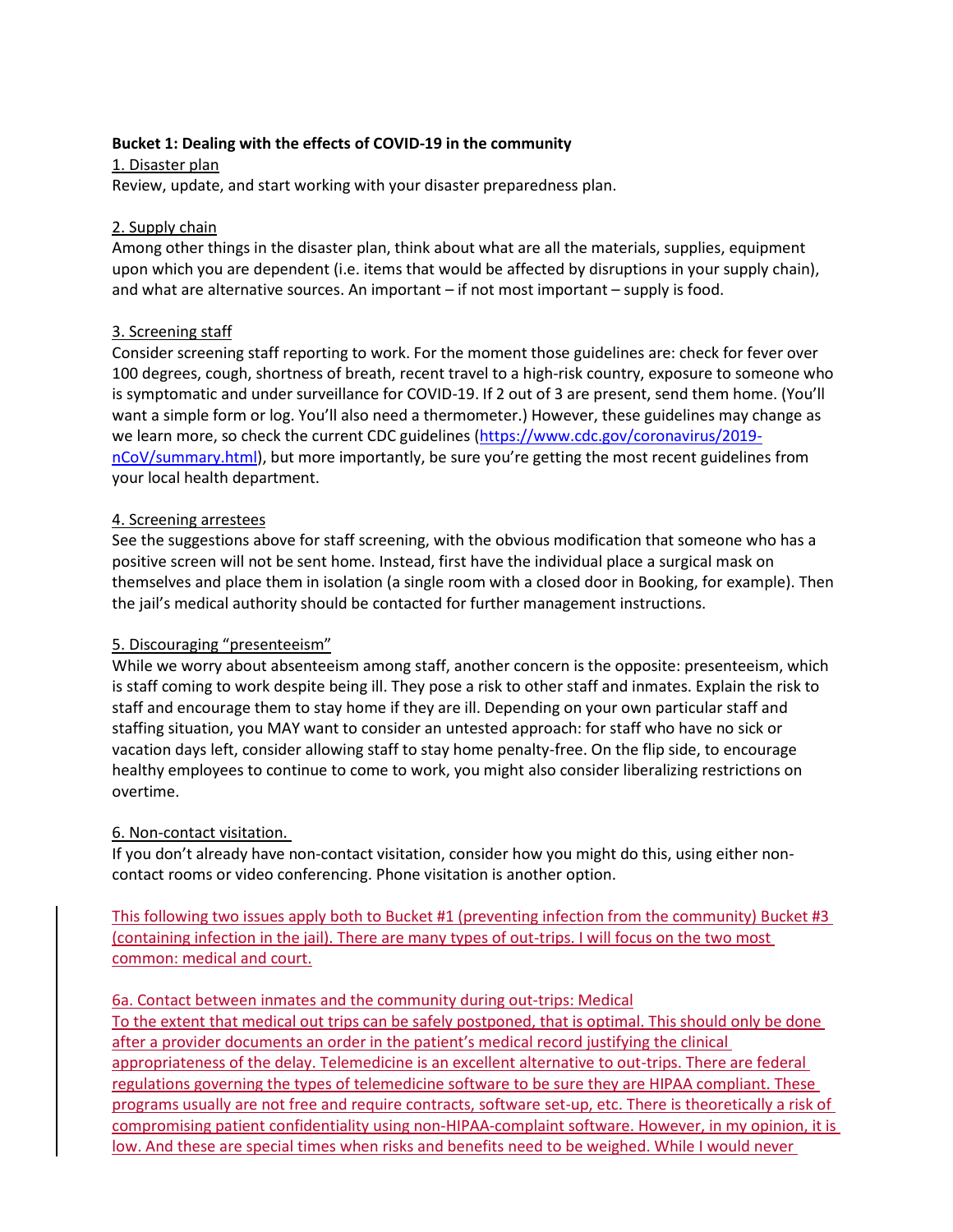**Bucket 1: Dealing with the effects of COVID-19 in the community**

1. Disaster plan

Review, update, and start working with your disaster preparedness plan.

2. Supply chain

Among other things in the disaster plan, think about what are all the materials, supplies, equipment upon which you are dependent (i.e. items that would be affected by disruptions in your supply chain), and what are alternative sources. An important – if not most important – supply is food.

3. Screening staff

Consider screening staff reporting to work. For the moment those guidelines are: check for fever over 100 degrees, cough, shortness of breath, recent travel to a high-risk country, exposure to someone who is symptomatic and under surveillance for COVID-19. If 2 out of 3 are present, send them home. (You'll want a simple form or log. You'll also need a thermometer.) However, these guidelines may change as we learn more, so check the current CDC guidelines (https://www.cdc.gov/coronavirus/2019-nCoV/summary.html), but more importantly, be sure you're getting the most recent guidelines from your local health department.

4. Screening arrestees

See the suggestions above for staff screening, with the obvious modification that someone who has a positive screen will not be sent home. Instead, first have the individual place a surgical mask on themselves and place them in isolation (a single room with a closed door in Booking, for example). Then the jail's medical authority should be contacted for further management instructions.

5. Discouraging "presenteeism"

While we worry about absenteeism among staff, another concern is the opposite: presenteeism, which is staff coming to work despite being ill. They pose a risk to other staff and inmates. Explain the risk to staff and encourage them to stay home if they are ill. Depending on your own particular staff and staffing situation, you MAY want to consider an untested approach: for staff who have no sick or vacation days left, consider allowing staff to stay home penalty-free. On the flip side, to encourage healthy employees to continue to come to work, you might also consider liberalizing restrictions on overtime.

6. Non-contact visitation.

If you don't already have non-contact visitation, consider how you might do this, using either non-contact rooms or video conferencing. Phone visitation is another option.

This following two issues apply both to Bucket #1 (preventing infection from the community) Bucket #3 (containing infection in the jail). There are many types of out-trips. I will focus on the two most common: medical and court.

6a. Contact between inmates and the community during out-trips: Medical

To the extent that medical out trips can be safely postponed, that is optimal. This should only be done after a provider documents an order in the patient's medical record justifying the clinical appropriateness of the delay. Telemedicine is an excellent alternative to out-trips. There are federal regulations governing the types of telemedicine software to be sure they are HIPAA compliant. These programs usually are not free and require contracts, software set-up, etc. There is theoretically a risk of compromising patient confidentiality using non-HIPAA-complaint software. However, in my opinion, it is low. And these are special times when risks and benefits need to be weighed. While I would never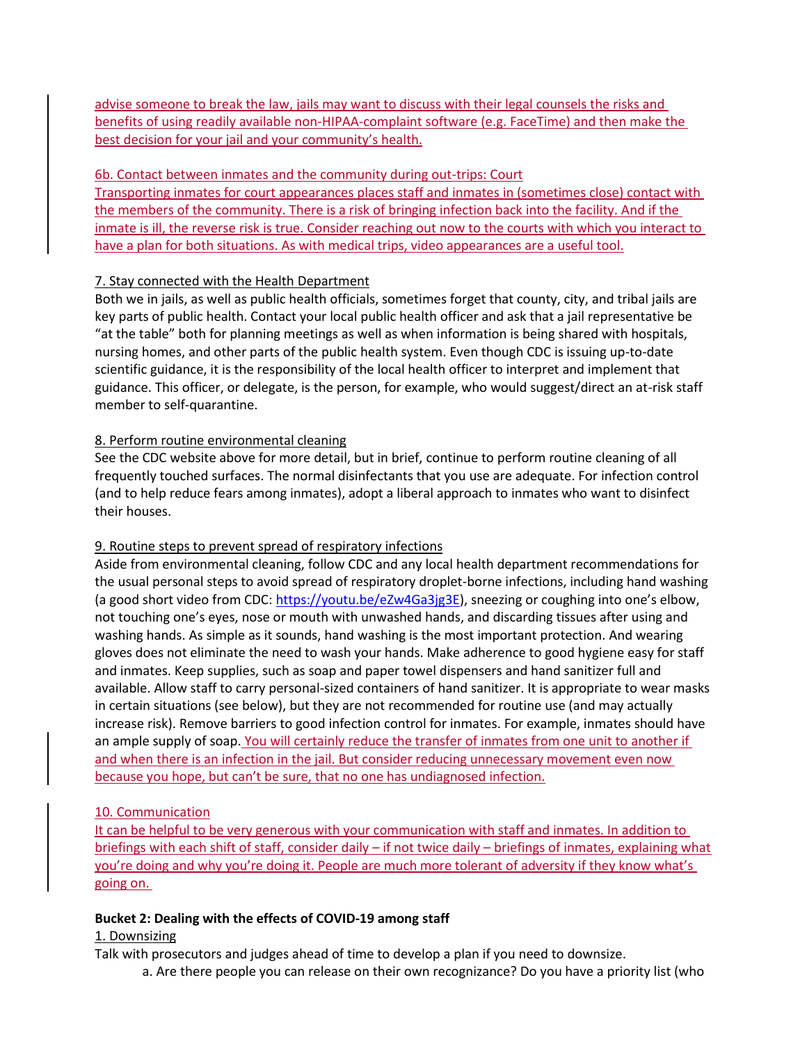advise someone to break the law, jails may want to discuss with their legal counsels the risks and benefits of using readily available non-HIPAA-complaint software (e.g. FaceTime) and then make the best decision for your jail and your community's health.

6b. Contact between inmates and the community during out-trips: Court

Transporting inmates for court appearances places staff and inmates in (sometimes close) contact with the members of the community. There is a risk of bringing infection back into the facility. And if the inmate is ill, the reverse risk is true. Consider reaching out now to the courts with which you interact to have a plan for both situations. As with medical trips, video appearances are a useful tool.

7. Stay connected with the Health Department

Both we in jails, as well as public health officials, sometimes forget that county, city, and tribal jails are key parts of public health. Contact your local public health officer and ask that a jail representative be "at the table" both for planning meetings as well as when information is being shared with hospitals, nursing homes, and other parts of the public health system. Even though CDC is issuing up-to-date scientific guidance, it is the responsibility of the local health officer to interpret and implement that guidance. This officer, or delegate, is the person, for example, who would suggest/direct an at-risk staff member to self-quarantine.

8. Perform routine environmental cleaning

See the CDC website above for more detail, but in brief, continue to perform routine cleaning of all frequently touched surfaces. The normal disinfectants that you use are adequate. For infection control (and to help reduce fears among inmates), adopt a liberal approach to inmates who want to disinfect their houses.

9. Routine steps to prevent spread of respiratory infections

Aside from environmental cleaning, follow CDC and any local health department recommendations for the usual personal steps to avoid spread of respiratory droplet-borne infections, including hand washing (a good short video from CDC: https://youtu.be/eZw4Ga3jg3E), sneezing or coughing into one's elbow, not touching one's eyes, nose or mouth with unwashed hands, and discarding tissues after using and washing hands. As simple as it sounds, hand washing is the most important protection. And wearing gloves does not eliminate the need to wash your hands. Make adherence to good hygiene easy for staff and inmates. Keep supplies, such as soap and paper towel dispensers and hand sanitizer full and available. Allow staff to carry personal-sized containers of hand sanitizer. It is appropriate to wear masks in certain situations (see below), but they are not recommended for routine use (and may actually increase risk). Remove barriers to good infection control for inmates. For example, inmates should have an ample supply of soap. You will certainly reduce the transfer of inmates from one unit to another if and when there is an infection in the jail. But consider reducing unnecessary movement even now because you hope, but can't be sure, that no one has undiagnosed infection.

10. Communication

It can be helpful to be very generous with your communication with staff and inmates. In addition to briefings with each shift of staff, consider daily – if not twice daily – briefings of inmates, explaining what you're doing and why you're doing it. People are much more tolerant of adversity if they know what's going on.

**Bucket 2: Dealing with the effects of COVID-19 among staff**

1. Downsizing

Talk with prosecutors and judges ahead of time to develop a plan if you need to downsize.

a. Are there people you can release on their own recognizance? Do you have a priority list (who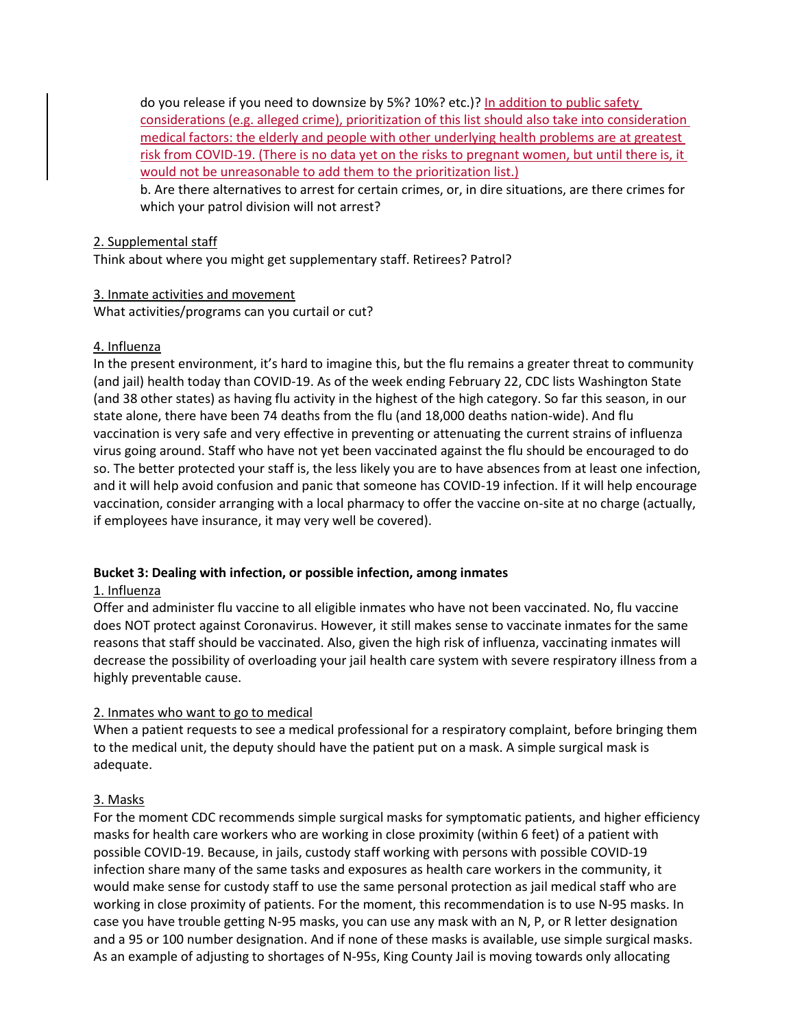do you release if you need to downsize by 5%? 10%? etc.)? In addition to public safety considerations (e.g. alleged crime), prioritization of this list should also take into consideration medical factors: the elderly and people with other underlying health problems are at greatest risk from COVID-19. (There is no data yet on the risks to pregnant women, but until there is, it would not be unreasonable to add them to the prioritization list.)

b. Are there alternatives to arrest for certain crimes, or, in dire situations, are there crimes for which your patrol division will not arrest?

2. Supplemental staff

Think about where you might get supplementary staff. Retirees? Patrol?

3. Inmate activities and movement

What activities/programs can you curtail or cut?

4. Influenza

In the present environment, it's hard to imagine this, but the flu remains a greater threat to community (and jail) health today than COVID-19. As of the week ending February 22, CDC lists Washington State (and 38 other states) as having flu activity in the highest of the high category. So far this season, in our state alone, there have been 74 deaths from the flu (and 18,000 deaths nation-wide). And flu vaccination is very safe and very effective in preventing or attenuating the current strains of influenza virus going around. Staff who have not yet been vaccinated against the flu should be encouraged to do so. The better protected your staff is, the less likely you are to have absences from at least one infection, and it will help avoid confusion and panic that someone has COVID-19 infection. If it will help encourage vaccination, consider arranging with a local pharmacy to offer the vaccine on-site at no charge (actually, if employees have insurance, it may very well be covered).

**Bucket 3: Dealing with infection, or possible infection, among inmates**

1. Influenza

Offer and administer flu vaccine to all eligible inmates who have not been vaccinated. No, flu vaccine does NOT protect against Coronavirus. However, it still makes sense to vaccinate inmates for the same reasons that staff should be vaccinated. Also, given the high risk of influenza, vaccinating inmates will decrease the possibility of overloading your jail health care system with severe respiratory illness from a highly preventable cause.

2. Inmates who want to go to medical

When a patient requests to see a medical professional for a respiratory complaint, before bringing them to the medical unit, the deputy should have the patient put on a mask. A simple surgical mask is adequate.

3. Masks

For the moment CDC recommends simple surgical masks for symptomatic patients, and higher efficiency masks for health care workers who are working in close proximity (within 6 feet) of a patient with possible COVID-19. Because, in jails, custody staff working with persons with possible COVID-19 infection share many of the same tasks and exposures as health care workers in the community, it would make sense for custody staff to use the same personal protection as jail medical staff who are working in close proximity of patients. For the moment, this recommendation is to use N-95 masks. In case you have trouble getting N-95 masks, you can use any mask with an N, P, or R letter designation and a 95 or 100 number designation. And if none of these masks is available, use simple surgical masks. As an example of adjusting to shortages of N-95s, King County Jail is moving towards only allocating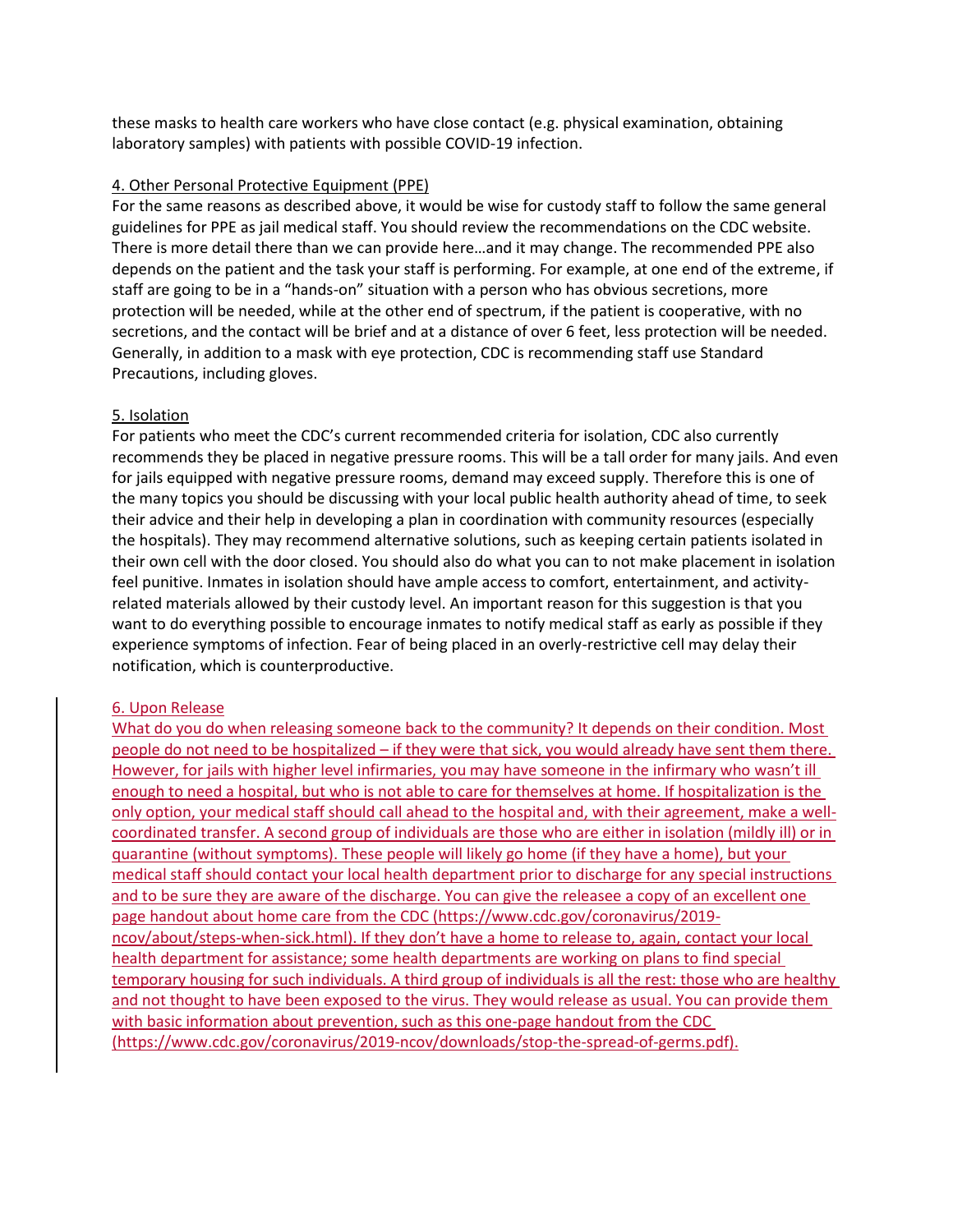these masks to health care workers who have close contact (e.g. physical examination, obtaining laboratory samples) with patients with possible COVID-19 infection.

4. Other Personal Protective Equipment (PPE)

For the same reasons as described above, it would be wise for custody staff to follow the same general guidelines for PPE as jail medical staff. You should review the recommendations on the CDC website. There is more detail there than we can provide here…and it may change. The recommended PPE also depends on the patient and the task your staff is performing. For example, at one end of the extreme, if staff are going to be in a "hands-on" situation with a person who has obvious secretions, more protection will be needed, while at the other end of spectrum, if the patient is cooperative, with no secretions, and the contact will be brief and at a distance of over 6 feet, less protection will be needed. Generally, in addition to a mask with eye protection, CDC is recommending staff use Standard Precautions, including gloves.

5. Isolation

For patients who meet the CDC's current recommended criteria for isolation, CDC also currently recommends they be placed in negative pressure rooms. This will be a tall order for many jails. And even for jails equipped with negative pressure rooms, demand may exceed supply. Therefore this is one of the many topics you should be discussing with your local public health authority ahead of time, to seek their advice and their help in developing a plan in coordination with community resources (especially the hospitals). They may recommend alternative solutions, such as keeping certain patients isolated in their own cell with the door closed. You should also do what you can to not make placement in isolation feel punitive. Inmates in isolation should have ample access to comfort, entertainment, and activity-related materials allowed by their custody level. An important reason for this suggestion is that you want to do everything possible to encourage inmates to notify medical staff as early as possible if they experience symptoms of infection. Fear of being placed in an overly-restrictive cell may delay their notification, which is counterproductive.

6. Upon Release

What do you do when releasing someone back to the community? It depends on their condition. Most people do not need to be hospitalized – if they were that sick, you would already have sent them there. However, for jails with higher level infirmaries, you may have someone in the infirmary who wasn't ill enough to need a hospital, but who is not able to care for themselves at home. If hospitalization is the only option, your medical staff should call ahead to the hospital and, with their agreement, make a well-coordinated transfer. A second group of individuals are those who are either in isolation (mildly ill) or in quarantine (without symptoms). These people will likely go home (if they have a home), but your medical staff should contact your local health department prior to discharge for any special instructions and to be sure they are aware of the discharge. You can give the releasee a copy of an excellent one page handout about home care from the CDC (https://www.cdc.gov/coronavirus/2019-ncov/about/steps-when-sick.html). If they don't have a home to release to, again, contact your local health department for assistance; some health departments are working on plans to find special temporary housing for such individuals. A third group of individuals is all the rest: those who are healthy and not thought to have been exposed to the virus. They would release as usual. You can provide them with basic information about prevention, such as this one-page handout from the CDC (https://www.cdc.gov/coronavirus/2019-ncov/downloads/stop-the-spread-of-germs.pdf).